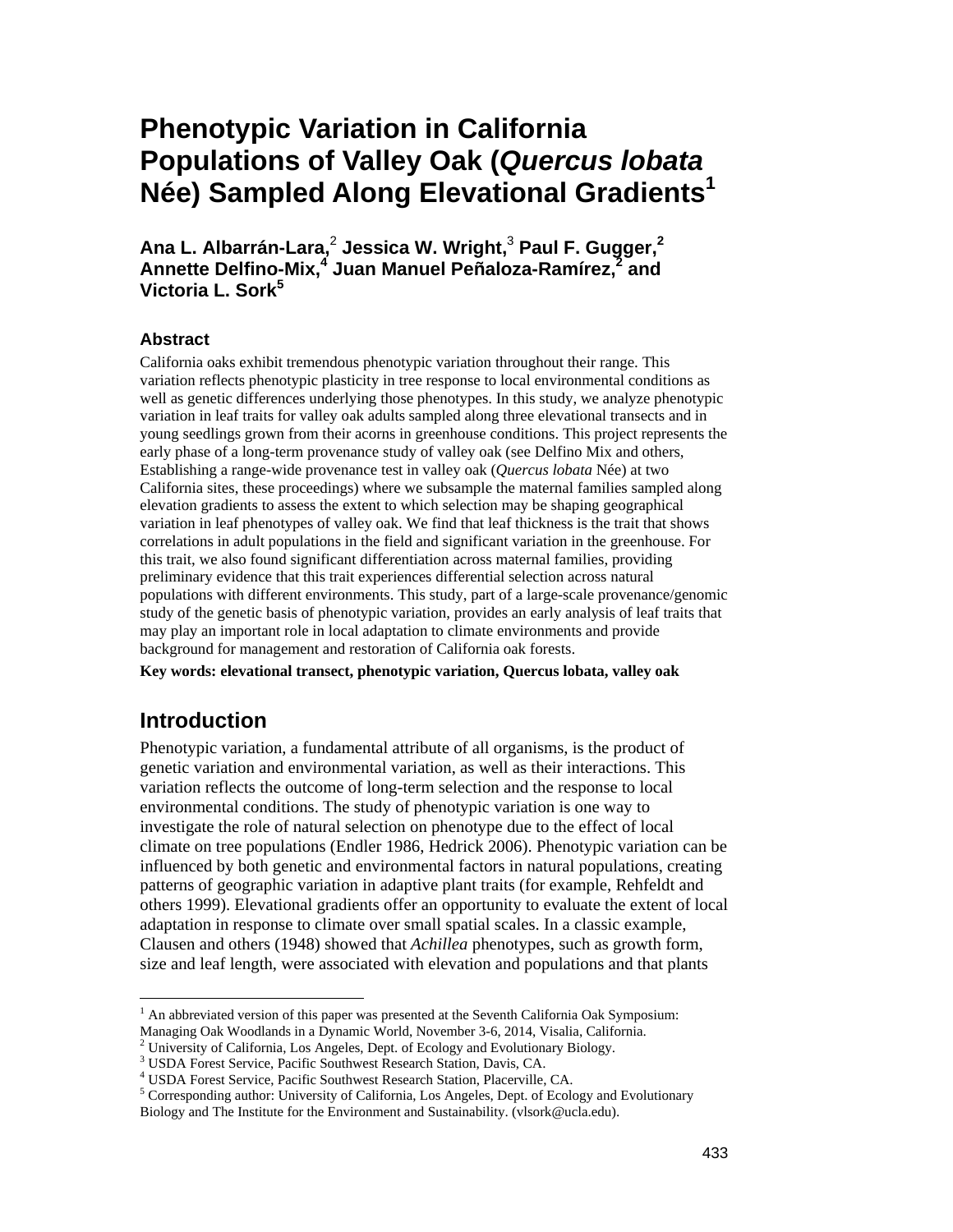# Phenotypic Variation in California Populations of Valley Oak (*Quercus lobata* Née) Sampled Along Elevational Gradients[1]

**Ana L. Albarrán-Lara,[2] Jessica W. Wright,[3] Paul F. Gugger,[2] Annette Delfino-Mix,[4] Juan Manuel Peñaloza-Ramírez,[2] and Victoria L. Sork[5]**

### Abstract

California oaks exhibit tremendous phenotypic variation throughout their range. This variation reflects phenotypic plasticity in tree response to local environmental conditions as well as genetic differences underlying those phenotypes. In this study, we analyze phenotypic variation in leaf traits for valley oak adults sampled along three elevational transects and in young seedlings grown from their acorns in greenhouse conditions. This project represents the early phase of a long-term provenance study of valley oak (see Delfino Mix and others, Establishing a range-wide provenance test in valley oak (*Quercus lobata* Née) at two California sites, these proceedings) where we subsample the maternal families sampled along elevation gradients to assess the extent to which selection may be shaping geographical variation in leaf phenotypes of valley oak. We find that leaf thickness is the trait that shows correlations in adult populations in the field and significant variation in the greenhouse. For this trait, we also found significant differentiation across maternal families, providing preliminary evidence that this trait experiences differential selection across natural populations with different environments. This study, part of a large-scale provenance/genomic study of the genetic basis of phenotypic variation, provides an early analysis of leaf traits that may play an important role in local adaptation to climate environments and provide background for management and restoration of California oak forests.

**Key words: elevational transect, phenotypic variation, Quercus lobata, valley oak**

## Introduction

Phenotypic variation, a fundamental attribute of all organisms, is the product of genetic variation and environmental variation, as well as their interactions. This variation reflects the outcome of long-term selection and the response to local environmental conditions. The study of phenotypic variation is one way to investigate the role of natural selection on phenotype due to the effect of local climate on tree populations (Endler 1986, Hedrick 2006). Phenotypic variation can be influenced by both genetic and environmental factors in natural populations, creating patterns of geographic variation in adaptive plant traits (for example, Rehfeldt and others 1999). Elevational gradients offer an opportunity to evaluate the extent of local adaptation in response to climate over small spatial scales. In a classic example, Clausen and others (1948) showed that *Achillea* phenotypes, such as growth form, size and leaf length, were associated with elevation and populations and that plants

---

[1] An abbreviated version of this paper was presented at the Seventh California Oak Symposium: Managing Oak Woodlands in a Dynamic World, November 3-6, 2014, Visalia, California.

[2] University of California, Los Angeles, Dept. of Ecology and Evolutionary Biology.

[3] USDA Forest Service, Pacific Southwest Research Station, Davis, CA.

[4] USDA Forest Service, Pacific Southwest Research Station, Placerville, CA.

[5] Corresponding author: University of California, Los Angeles, Dept. of Ecology and Evolutionary Biology and The Institute for the Environment and Sustainability. (vlsork@ucla.edu).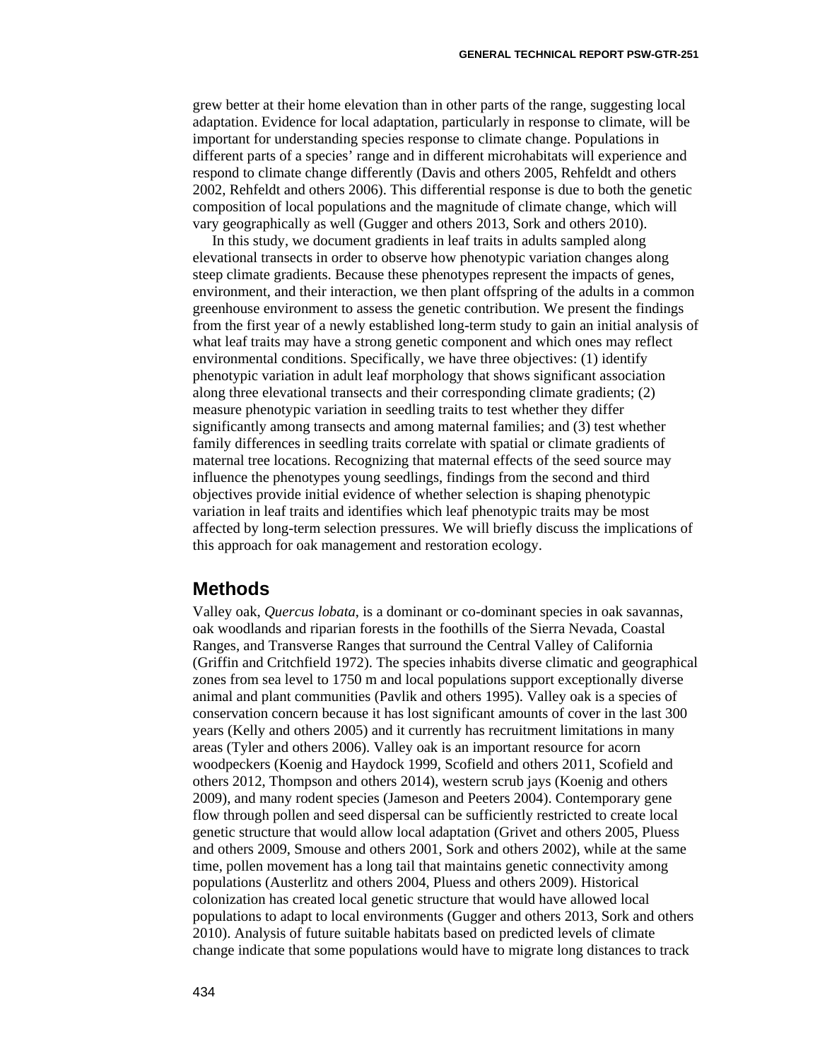grew better at their home elevation than in other parts of the range, suggesting local adaptation. Evidence for local adaptation, particularly in response to climate, will be important for understanding species response to climate change. Populations in different parts of a species' range and in different microhabitats will experience and respond to climate change differently (Davis and others 2005, Rehfeldt and others 2002, Rehfeldt and others 2006). This differential response is due to both the genetic composition of local populations and the magnitude of climate change, which will vary geographically as well (Gugger and others 2013, Sork and others 2010).

In this study, we document gradients in leaf traits in adults sampled along elevational transects in order to observe how phenotypic variation changes along steep climate gradients. Because these phenotypes represent the impacts of genes, environment, and their interaction, we then plant offspring of the adults in a common greenhouse environment to assess the genetic contribution. We present the findings from the first year of a newly established long-term study to gain an initial analysis of what leaf traits may have a strong genetic component and which ones may reflect environmental conditions. Specifically, we have three objectives: (1) identify phenotypic variation in adult leaf morphology that shows significant association along three elevational transects and their corresponding climate gradients; (2) measure phenotypic variation in seedling traits to test whether they differ significantly among transects and among maternal families; and (3) test whether family differences in seedling traits correlate with spatial or climate gradients of maternal tree locations. Recognizing that maternal effects of the seed source may influence the phenotypes young seedlings, findings from the second and third objectives provide initial evidence of whether selection is shaping phenotypic variation in leaf traits and identifies which leaf phenotypic traits may be most affected by long-term selection pressures. We will briefly discuss the implications of this approach for oak management and restoration ecology.

## Methods

Valley oak, *Quercus lobata*, is a dominant or co-dominant species in oak savannas, oak woodlands and riparian forests in the foothills of the Sierra Nevada, Coastal Ranges, and Transverse Ranges that surround the Central Valley of California (Griffin and Critchfield 1972). The species inhabits diverse climatic and geographical zones from sea level to 1750 m and local populations support exceptionally diverse animal and plant communities (Pavlik and others 1995). Valley oak is a species of conservation concern because it has lost significant amounts of cover in the last 300 years (Kelly and others 2005) and it currently has recruitment limitations in many areas (Tyler and others 2006). Valley oak is an important resource for acorn woodpeckers (Koenig and Haydock 1999, Scofield and others 2011, Scofield and others 2012, Thompson and others 2014), western scrub jays (Koenig and others 2009), and many rodent species (Jameson and Peeters 2004). Contemporary gene flow through pollen and seed dispersal can be sufficiently restricted to create local genetic structure that would allow local adaptation (Grivet and others 2005, Pluess and others 2009, Smouse and others 2001, Sork and others 2002), while at the same time, pollen movement has a long tail that maintains genetic connectivity among populations (Austerlitz and others 2004, Pluess and others 2009). Historical colonization has created local genetic structure that would have allowed local populations to adapt to local environments (Gugger and others 2013, Sork and others 2010). Analysis of future suitable habitats based on predicted levels of climate change indicate that some populations would have to migrate long distances to track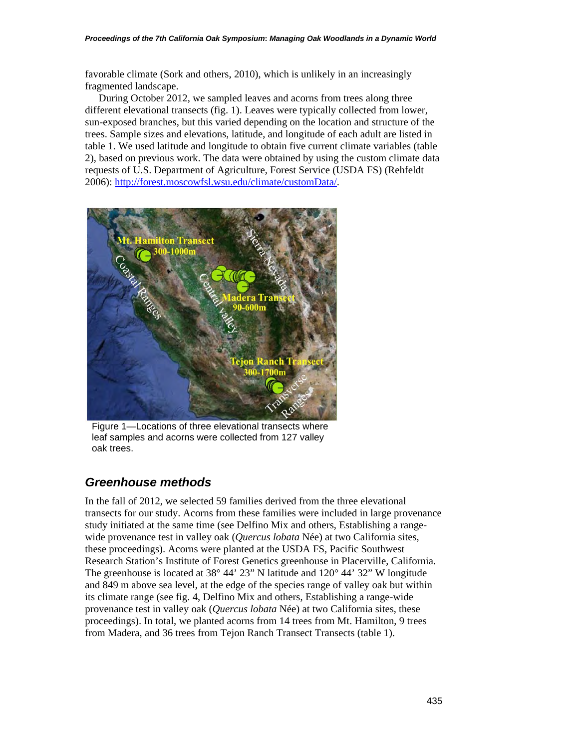favorable climate (Sork and others, 2010), which is unlikely in an increasingly fragmented landscape.

During October 2012, we sampled leaves and acorns from trees along three different elevational transects (fig. 1). Leaves were typically collected from lower, sun-exposed branches, but this varied depending on the location and structure of the trees. Sample sizes and elevations, latitude, and longitude of each adult are listed in table 1. We used latitude and longitude to obtain five current climate variables (table 2), based on previous work. The data were obtained by using the custom climate data requests of U.S. Department of Agriculture, Forest Service (USDA FS) (Rehfeldt 2006): http://forest.moscowfsl.wsu.edu/climate/customData/.

Figure 1—Locations of three elevational transects where leaf samples and acorns were collected from 127 valley oak trees.

## Greenhouse methods

In the fall of 2012, we selected 59 families derived from the three elevational transects for our study. Acorns from these families were included in large provenance study initiated at the same time (see Delfino Mix and others, Establishing a range-wide provenance test in valley oak (*Quercus lobata* Née) at two California sites, these proceedings). Acorns were planted at the USDA FS, Pacific Southwest Research Station's Institute of Forest Genetics greenhouse in Placerville, California. The greenhouse is located at 38° 44' 23" N latitude and 120° 44' 32" W longitude and 849 m above sea level, at the edge of the species range of valley oak but within its climate range (see fig. 4, Delfino Mix and others, Establishing a range-wide provenance test in valley oak (*Quercus lobata* Née) at two California sites, these proceedings). In total, we planted acorns from 14 trees from Mt. Hamilton, 9 trees from Madera, and 36 trees from Tejon Ranch Transect Transects (table 1).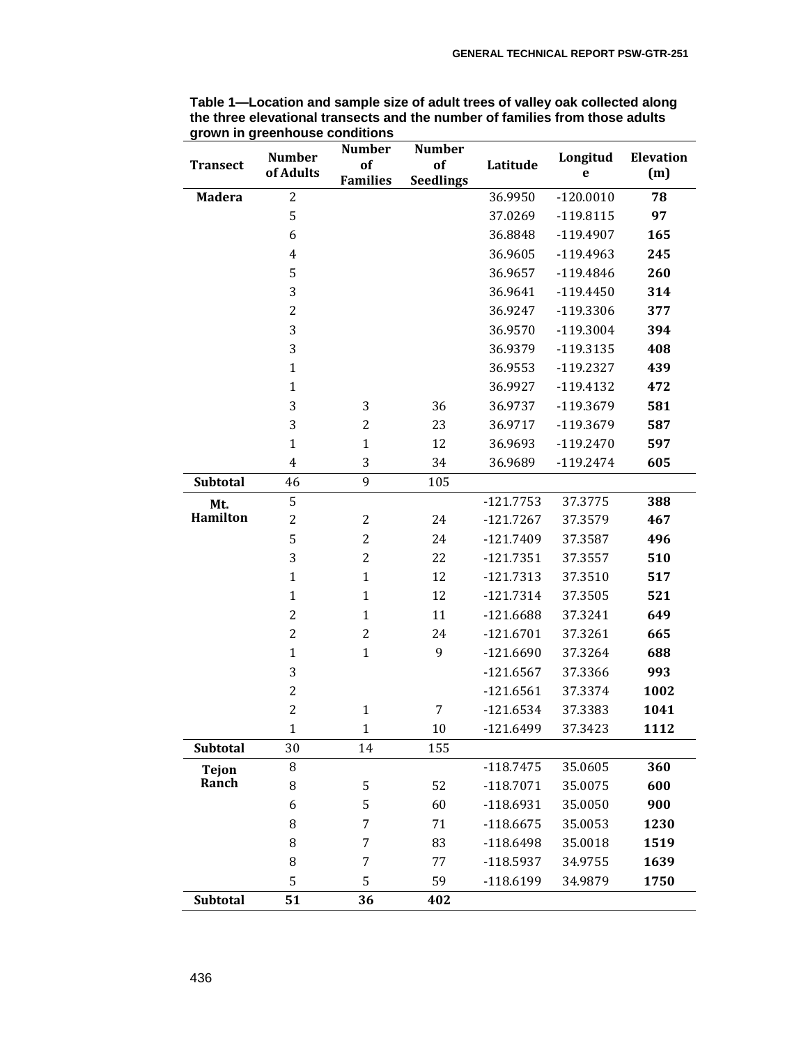**Table 1—Location and sample size of adult trees of valley oak collected along the three elevational transects and the number of families from those adults grown in greenhouse conditions**

| Transect | Number of Adults | Number of Families | Number of Seedlings | Latitude | Longitude | Elevation (m) |
|---|---|---|---|---|---|---|
| **Madera** | 2 | | | 36.9950 | -120.0010 | **78** |
| | 5 | | | 37.0269 | -119.8115 | **97** |
| | 6 | | | 36.8848 | -119.4907 | **165** |
| | 4 | | | 36.9605 | -119.4963 | **245** |
| | 5 | | | 36.9657 | -119.4846 | **260** |
| | 3 | | | 36.9641 | -119.4450 | **314** |
| | 2 | | | 36.9247 | -119.3306 | **377** |
| | 3 | | | 36.9570 | -119.3004 | **394** |
| | 3 | | | 36.9379 | -119.3135 | **408** |
| | 1 | | | 36.9553 | -119.2327 | **439** |
| | 1 | | | 36.9927 | -119.4132 | **472** |
| | 3 | 3 | 36 | 36.9737 | -119.3679 | **581** |
| | 3 | 2 | 23 | 36.9717 | -119.3679 | **587** |
| | 1 | 1 | 12 | 36.9693 | -119.2470 | **597** |
| | 4 | 3 | 34 | 36.9689 | -119.2474 | **605** |
| **Subtotal** | 46 | 9 | 105 | | | |
| **Mt. Hamilton** | 5 | | | -121.7753 | 37.3775 | **388** |
| | 2 | 2 | 24 | -121.7267 | 37.3579 | **467** |
| | 5 | 2 | 24 | -121.7409 | 37.3587 | **496** |
| | 3 | 2 | 22 | -121.7351 | 37.3557 | **510** |
| | 1 | 1 | 12 | -121.7313 | 37.3510 | **517** |
| | 1 | 1 | 12 | -121.7314 | 37.3505 | **521** |
| | 2 | 1 | 11 | -121.6688 | 37.3241 | **649** |
| | 2 | 2 | 24 | -121.6701 | 37.3261 | **665** |
| | 1 | 1 | 9 | -121.6690 | 37.3264 | **688** |
| | 3 | | | -121.6567 | 37.3366 | **993** |
| | 2 | | | -121.6561 | 37.3374 | **1002** |
| | 2 | 1 | 7 | -121.6534 | 37.3383 | **1041** |
| | 1 | 1 | 10 | -121.6499 | 37.3423 | **1112** |
| **Subtotal** | 30 | 14 | 155 | | | |
| **Tejon Ranch** | 8 | | | -118.7475 | 35.0605 | **360** |
| | 8 | 5 | 52 | -118.7071 | 35.0075 | **600** |
| | 6 | 5 | 60 | -118.6931 | 35.0050 | **900** |
| | 8 | 7 | 71 | -118.6675 | 35.0053 | **1230** |
| | 8 | 7 | 83 | -118.6498 | 35.0018 | **1519** |
| | 8 | 7 | 77 | -118.5937 | 34.9755 | **1639** |
| | 5 | 5 | 59 | -118.6199 | 34.9879 | **1750** |
| **Subtotal** | **51** | **36** | **402** | | | |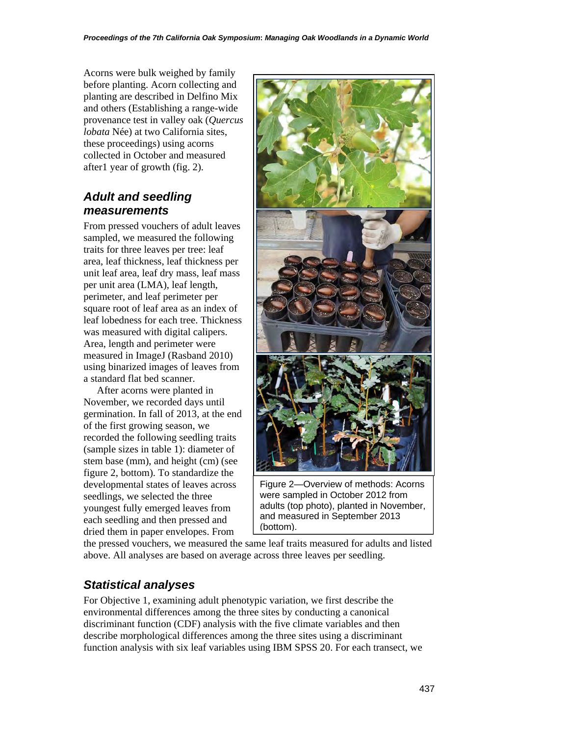Acorns were bulk weighed by family before planting. Acorn collecting and planting are described in Delfino Mix and others (Establishing a range-wide provenance test in valley oak (*Quercus lobata* Née) at two California sites, these proceedings) using acorns collected in October and measured after1 year of growth (fig. 2).

### *Adult and seedling measurements*

From pressed vouchers of adult leaves sampled, we measured the following traits for three leaves per tree: leaf area, leaf thickness, leaf thickness per unit leaf area, leaf dry mass, leaf mass per unit area (LMA), leaf length, perimeter, and leaf perimeter per square root of leaf area as an index of leaf lobedness for each tree. Thickness was measured with digital calipers. Area, length and perimeter were measured in ImageJ (Rasband 2010) using binarized images of leaves from a standard flat bed scanner.

After acorns were planted in November, we recorded days until germination. In fall of 2013, at the end of the first growing season, we recorded the following seedling traits (sample sizes in table 1): diameter of stem base (mm), and height (cm) (see figure 2, bottom). To standardize the developmental states of leaves across seedlings, we selected the three youngest fully emerged leaves from each seedling and then pressed and dried them in paper envelopes. From the pressed vouchers, we measured the same leaf traits measured for adults and listed above. All analyses are based on average across three leaves per seedling.

Figure 2—Overview of methods: Acorns were sampled in October 2012 from adults (top photo), planted in November, and measured in September 2013 (bottom).

## *Statistical analyses*

For Objective 1, examining adult phenotypic variation, we first describe the environmental differences among the three sites by conducting a canonical discriminant function (CDF) analysis with the five climate variables and then describe morphological differences among the three sites using a discriminant function analysis with six leaf variables using IBM SPSS 20. For each transect, we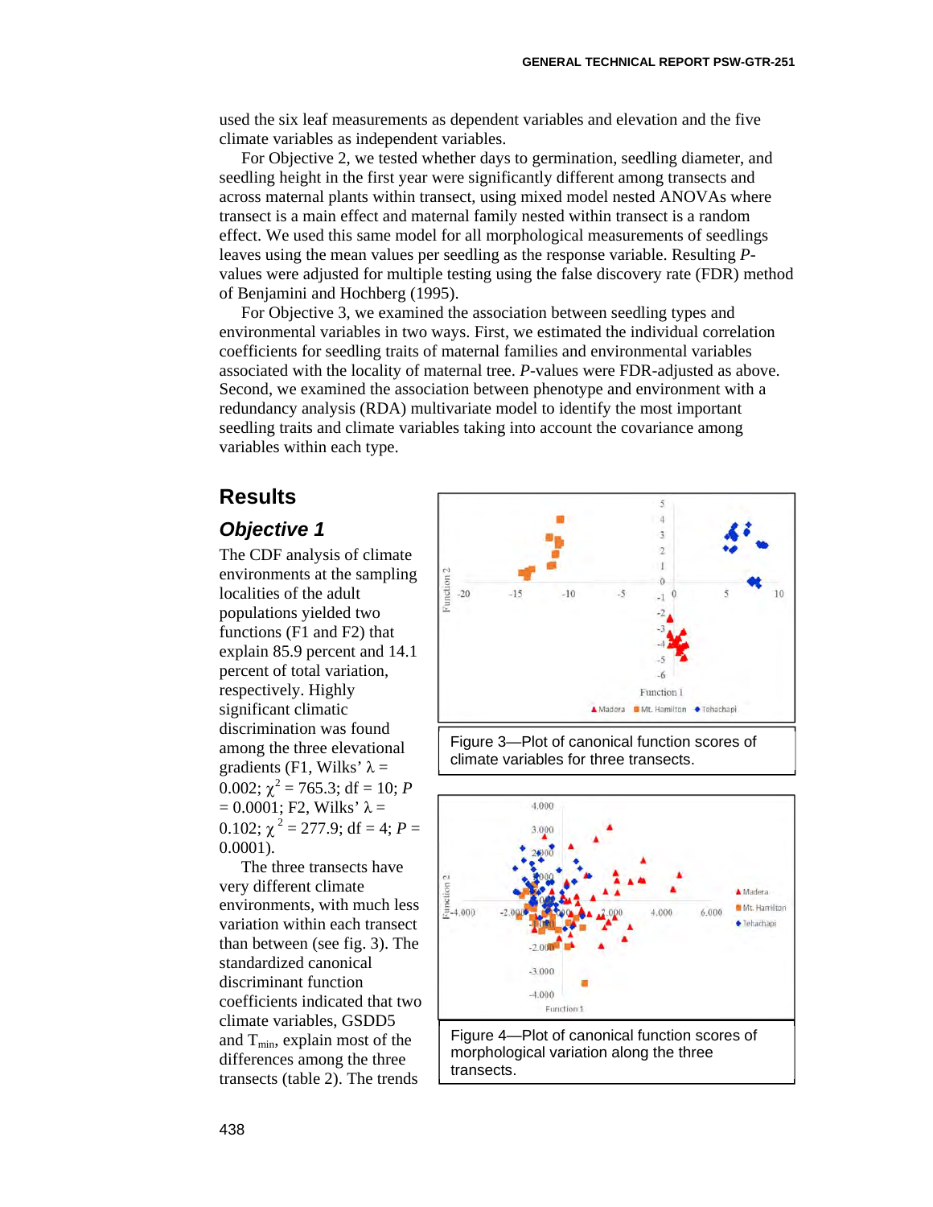used the six leaf measurements as dependent variables and elevation and the five climate variables as independent variables.

For Objective 2, we tested whether days to germination, seedling diameter, and seedling height in the first year were significantly different among transects and across maternal plants within transect, using mixed model nested ANOVAs where transect is a main effect and maternal family nested within transect is a random effect. We used this same model for all morphological measurements of seedlings leaves using the mean values per seedling as the response variable. Resulting *P*-values were adjusted for multiple testing using the false discovery rate (FDR) method of Benjamini and Hochberg (1995).

For Objective 3, we examined the association between seedling types and environmental variables in two ways. First, we estimated the individual correlation coefficients for seedling traits of maternal families and environmental variables associated with the locality of maternal tree. *P*-values were FDR-adjusted as above. Second, we examined the association between phenotype and environment with a redundancy analysis (RDA) multivariate model to identify the most important seedling traits and climate variables taking into account the covariance among variables within each type.

## Results

### *Objective 1*

The CDF analysis of climate environments at the sampling localities of the adult populations yielded two functions (F1 and F2) that explain 85.9 percent and 14.1 percent of total variation, respectively. Highly significant climatic discrimination was found among the three elevational gradients (F1, Wilks' $\lambda$ = 0.002; $\chi^2$ = 765.3; df = 10; *P* = 0.0001; F2, Wilks' $\lambda$ = 0.102; $\chi^2$ = 277.9; df = 4; *P* = 0.0001).

The three transects have very different climate environments, with much less variation within each transect than between (see fig. 3). The standardized canonical discriminant function coefficients indicated that two climate variables, GSDD5 and $T_{min}$, explain most of the differences among the three transects (table 2). The trends

Figure 3—Plot of canonical function scores of climate variables for three transects.

Figure 4—Plot of canonical function scores of morphological variation along the three transects.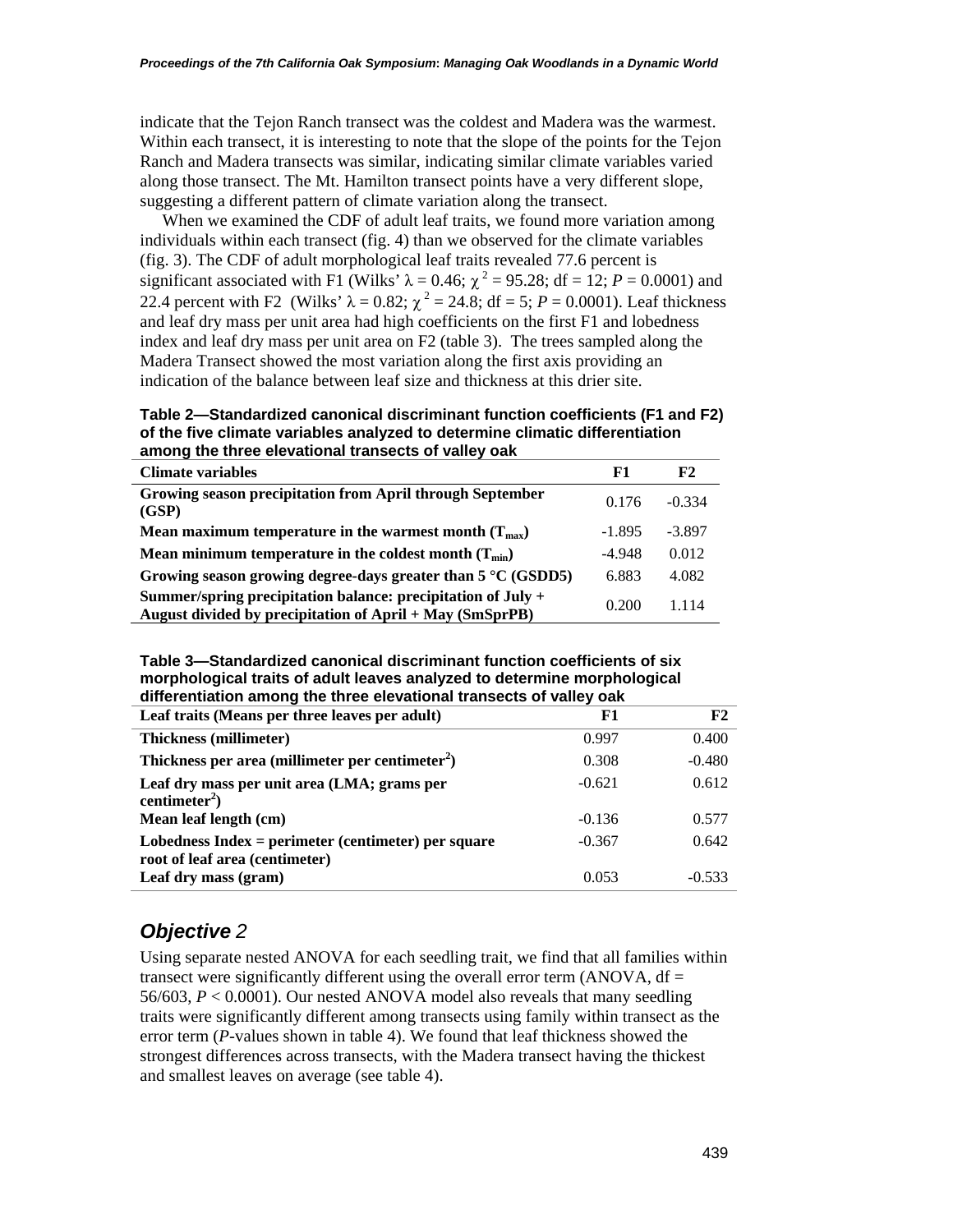indicate that the Tejon Ranch transect was the coldest and Madera was the warmest. Within each transect, it is interesting to note that the slope of the points for the Tejon Ranch and Madera transects was similar, indicating similar climate variables varied along those transect. The Mt. Hamilton transect points have a very different slope, suggesting a different pattern of climate variation along the transect.

When we examined the CDF of adult leaf traits, we found more variation among individuals within each transect (fig. 4) than we observed for the climate variables (fig. 3). The CDF of adult morphological leaf traits revealed 77.6 percent is significant associated with F1 (Wilks' $\lambda = 0.46$; $\chi^2 = 95.28$; df = 12; $P = 0.0001$) and 22.4 percent with F2 (Wilks' $\lambda = 0.82$; $\chi^2 = 24.8$; df = 5; $P = 0.0001$). Leaf thickness and leaf dry mass per unit area had high coefficients on the first F1 and lobedness index and leaf dry mass per unit area on F2 (table 3). The trees sampled along the Madera Transect showed the most variation along the first axis providing an indication of the balance between leaf size and thickness at this drier site.

**Table 2—Standardized canonical discriminant function coefficients (F1 and F2) of the five climate variables analyzed to determine climatic differentiation among the three elevational transects of valley oak**

| Climate variables | F1 | F2 |
|---|---|---|
| Growing season precipitation from April through September (GSP) | 0.176 | -0.334 |
| Mean maximum temperature in the warmest month ($T_{max}$) | -1.895 | -3.897 |
| Mean minimum temperature in the coldest month ($T_{min}$) | -4.948 | 0.012 |
| Growing season growing degree-days greater than 5 °C (GSDD5) | 6.883 | 4.082 |
| Summer/spring precipitation balance: precipitation of July + August divided by precipitation of April + May (SmSprPB) | 0.200 | 1.114 |

**Table 3—Standardized canonical discriminant function coefficients of six morphological traits of adult leaves analyzed to determine morphological differentiation among the three elevational transects of valley oak**

| Leaf traits (Means per three leaves per adult) | F1 | F2 |
|---|---|---|
| Thickness (millimeter) | 0.997 | 0.400 |
| Thickness per area (millimeter per centimeter$^2$) | 0.308 | -0.480 |
| Leaf dry mass per unit area (LMA; grams per centimeter$^2$) | -0.621 | 0.612 |
| Mean leaf length (cm) | -0.136 | 0.577 |
| Lobedness Index = perimeter (centimeter) per square root of leaf area (centimeter) | -0.367 | 0.642 |
| Leaf dry mass (gram) | 0.053 | -0.533 |

## *Objective 2*

Using separate nested ANOVA for each seedling trait, we find that all families within transect were significantly different using the overall error term (ANOVA, df = 56/603, $P < 0.0001$). Our nested ANOVA model also reveals that many seedling traits were significantly different among transects using family within transect as the error term ($P$-values shown in table 4). We found that leaf thickness showed the strongest differences across transects, with the Madera transect having the thickest and smallest leaves on average (see table 4).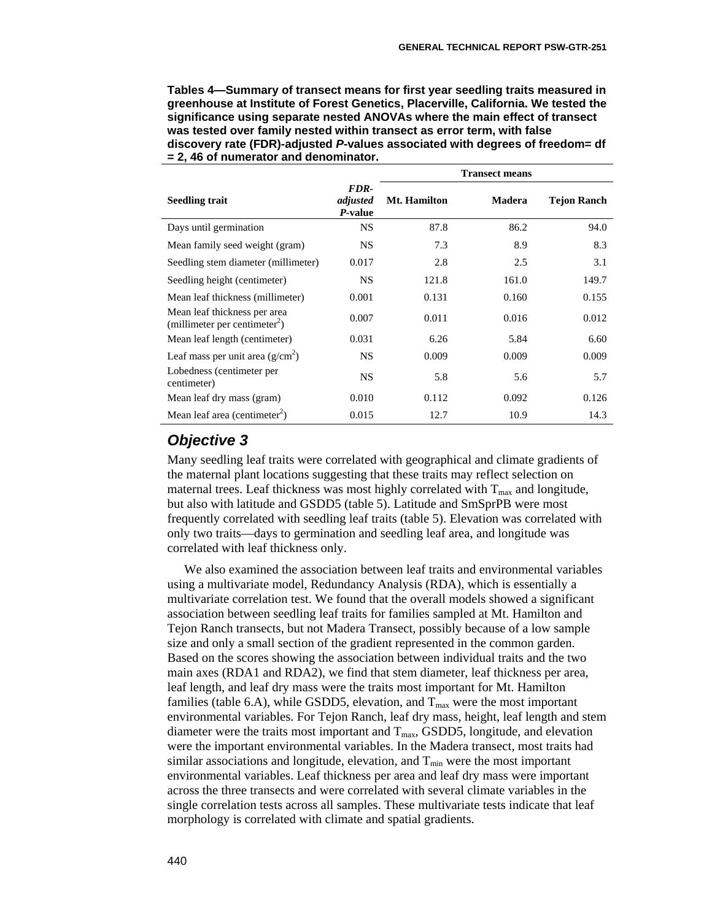**Tables 4—Summary of transect means for first year seedling traits measured in greenhouse at Institute of Forest Genetics, Placerville, California. We tested the significance using separate nested ANOVAs where the main effect of transect was tested over family nested within transect as error term, with false discovery rate (FDR)-adjusted *P*-values associated with degrees of freedom= df = 2, 46 of numerator and denominator.**

| | | Transect means | | |
|---|---|---|---|---|
| **Seedling trait** | ***FDR-adjusted P*-value** | **Mt. Hamilton** | **Madera** | **Tejon Ranch** |
| Days until germination | NS | 87.8 | 86.2 | 94.0 |
| Mean family seed weight (gram) | NS | 7.3 | 8.9 | 8.3 |
| Seedling stem diameter (millimeter) | 0.017 | 2.8 | 2.5 | 3.1 |
| Seedling height (centimeter) | NS | 121.8 | 161.0 | 149.7 |
| Mean leaf thickness (millimeter) | 0.001 | 0.131 | 0.160 | 0.155 |
| Mean leaf thickness per area (millimeter per centimeter$^2$) | 0.007 | 0.011 | 0.016 | 0.012 |
| Mean leaf length (centimeter) | 0.031 | 6.26 | 5.84 | 6.60 |
| Leaf mass per unit area (g/cm$^2$) | NS | 0.009 | 0.009 | 0.009 |
| Lobedness (centimeter per centimeter) | NS | 5.8 | 5.6 | 5.7 |
| Mean leaf dry mass (gram) | 0.010 | 0.112 | 0.092 | 0.126 |
| Mean leaf area (centimeter$^2$) | 0.015 | 12.7 | 10.9 | 14.3 |

## Objective 3

Many seedling leaf traits were correlated with geographical and climate gradients of the maternal plant locations suggesting that these traits may reflect selection on maternal trees. Leaf thickness was most highly correlated with $T_{max}$ and longitude, but also with latitude and GSDD5 (table 5). Latitude and SmSprPB were most frequently correlated with seedling leaf traits (table 5). Elevation was correlated with only two traits—days to germination and seedling leaf area, and longitude was correlated with leaf thickness only.

We also examined the association between leaf traits and environmental variables using a multivariate model, Redundancy Analysis (RDA), which is essentially a multivariate correlation test. We found that the overall models showed a significant association between seedling leaf traits for families sampled at Mt. Hamilton and Tejon Ranch transects, but not Madera Transect, possibly because of a low sample size and only a small section of the gradient represented in the common garden. Based on the scores showing the association between individual traits and the two main axes (RDA1 and RDA2), we find that stem diameter, leaf thickness per area, leaf length, and leaf dry mass were the traits most important for Mt. Hamilton families (table 6.A), while GSDD5, elevation, and $T_{max}$ were the most important environmental variables. For Tejon Ranch, leaf dry mass, height, leaf length and stem diameter were the traits most important and $T_{max}$, GSDD5, longitude, and elevation were the important environmental variables. In the Madera transect, most traits had similar associations and longitude, elevation, and $T_{min}$ were the most important environmental variables. Leaf thickness per area and leaf dry mass were important across the three transects and were correlated with several climate variables in the single correlation tests across all samples. These multivariate tests indicate that leaf morphology is correlated with climate and spatial gradients.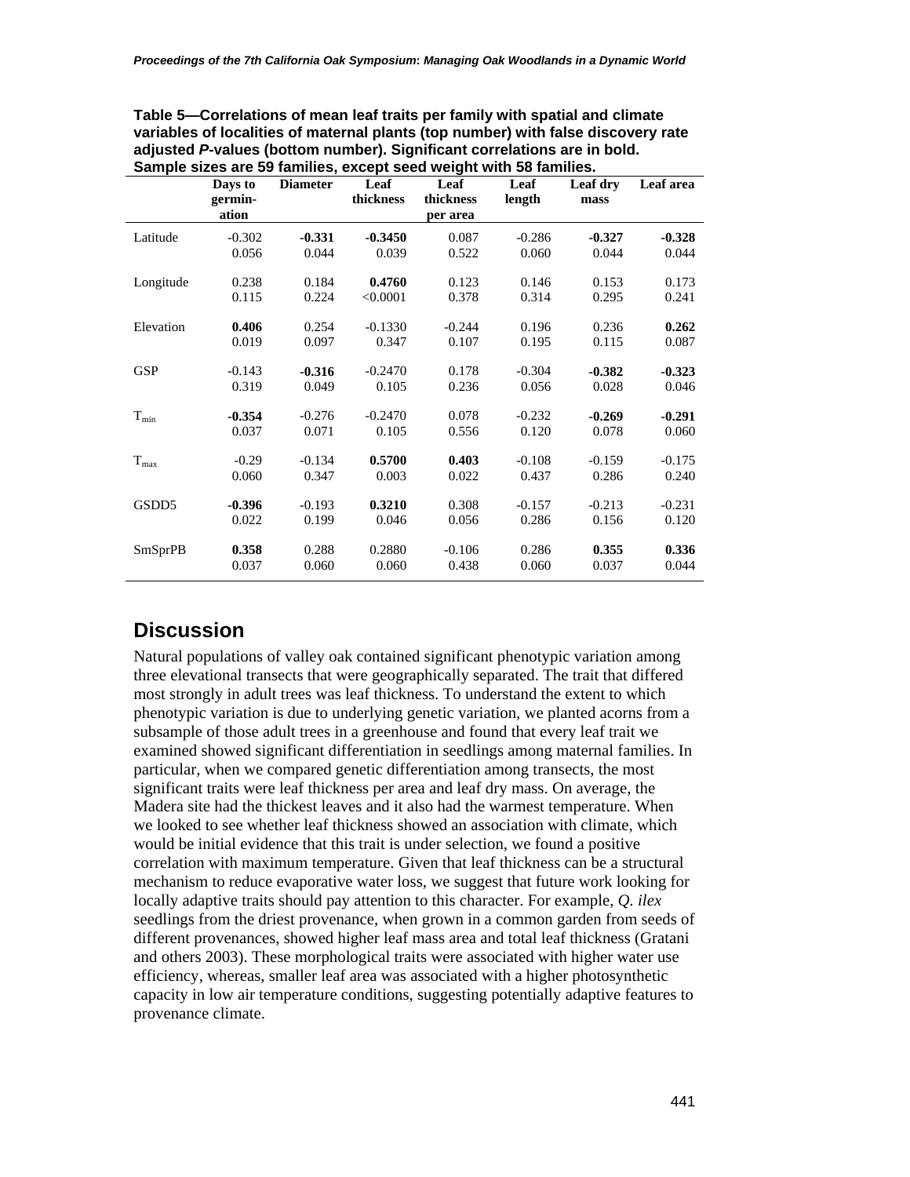**Table 5—Correlations of mean leaf traits per family with spatial and climate variables of localities of maternal plants (top number) with false discovery rate adjusted *P*-values (bottom number). Significant correlations are in bold. Sample sizes are 59 families, except seed weight with 58 families.**

| | Days to germin-ation | Diameter | Leaf thickness | Leaf thickness per area | Leaf length | Leaf dry mass | Leaf area |
|---|---|---|---|---|---|---|---|
| Latitude | -0.302 | **-0.331** | **-0.3450** | 0.087 | -0.286 | **-0.327** | **-0.328** |
| | 0.056 | 0.044 | 0.039 | 0.522 | 0.060 | 0.044 | 0.044 |
| Longitude | 0.238 | 0.184 | **0.4760** | 0.123 | 0.146 | 0.153 | 0.173 |
| | 0.115 | 0.224 | <0.0001 | 0.378 | 0.314 | 0.295 | 0.241 |
| Elevation | **0.406** | 0.254 | -0.1330 | -0.244 | 0.196 | 0.236 | **0.262** |
| | 0.019 | 0.097 | 0.347 | 0.107 | 0.195 | 0.115 | 0.087 |
| GSP | -0.143 | **-0.316** | -0.2470 | 0.178 | -0.304 | **-0.382** | **-0.323** |
| | 0.319 | 0.049 | 0.105 | 0.236 | 0.056 | 0.028 | 0.046 |
| $T_{min}$ | **-0.354** | -0.276 | -0.2470 | 0.078 | -0.232 | **-0.269** | **-0.291** |
| | 0.037 | 0.071 | 0.105 | 0.556 | 0.120 | 0.078 | 0.060 |
| $T_{max}$ | -0.29 | -0.134 | **0.5700** | **0.403** | -0.108 | -0.159 | -0.175 |
| | 0.060 | 0.347 | 0.003 | 0.022 | 0.437 | 0.286 | 0.240 |
| GSDD5 | **-0.396** | -0.193 | **0.3210** | 0.308 | -0.157 | -0.213 | -0.231 |
| | 0.022 | 0.199 | 0.046 | 0.056 | 0.286 | 0.156 | 0.120 |
| SmSprPB | **0.358** | 0.288 | 0.2880 | -0.106 | 0.286 | **0.355** | **0.336** |
| | 0.037 | 0.060 | 0.060 | 0.438 | 0.060 | 0.037 | 0.044 |

## Discussion

Natural populations of valley oak contained significant phenotypic variation among three elevational transects that were geographically separated. The trait that differed most strongly in adult trees was leaf thickness. To understand the extent to which phenotypic variation is due to underlying genetic variation, we planted acorns from a subsample of those adult trees in a greenhouse and found that every leaf trait we examined showed significant differentiation in seedlings among maternal families. In particular, when we compared genetic differentiation among transects, the most significant traits were leaf thickness per area and leaf dry mass. On average, the Madera site had the thickest leaves and it also had the warmest temperature. When we looked to see whether leaf thickness showed an association with climate, which would be initial evidence that this trait is under selection, we found a positive correlation with maximum temperature. Given that leaf thickness can be a structural mechanism to reduce evaporative water loss, we suggest that future work looking for locally adaptive traits should pay attention to this character. For example, *Q. ilex* seedlings from the driest provenance, when grown in a common garden from seeds of different provenances, showed higher leaf mass area and total leaf thickness (Gratani and others 2003). These morphological traits were associated with higher water use efficiency, whereas, smaller leaf area was associated with a higher photosynthetic capacity in low air temperature conditions, suggesting potentially adaptive features to provenance climate.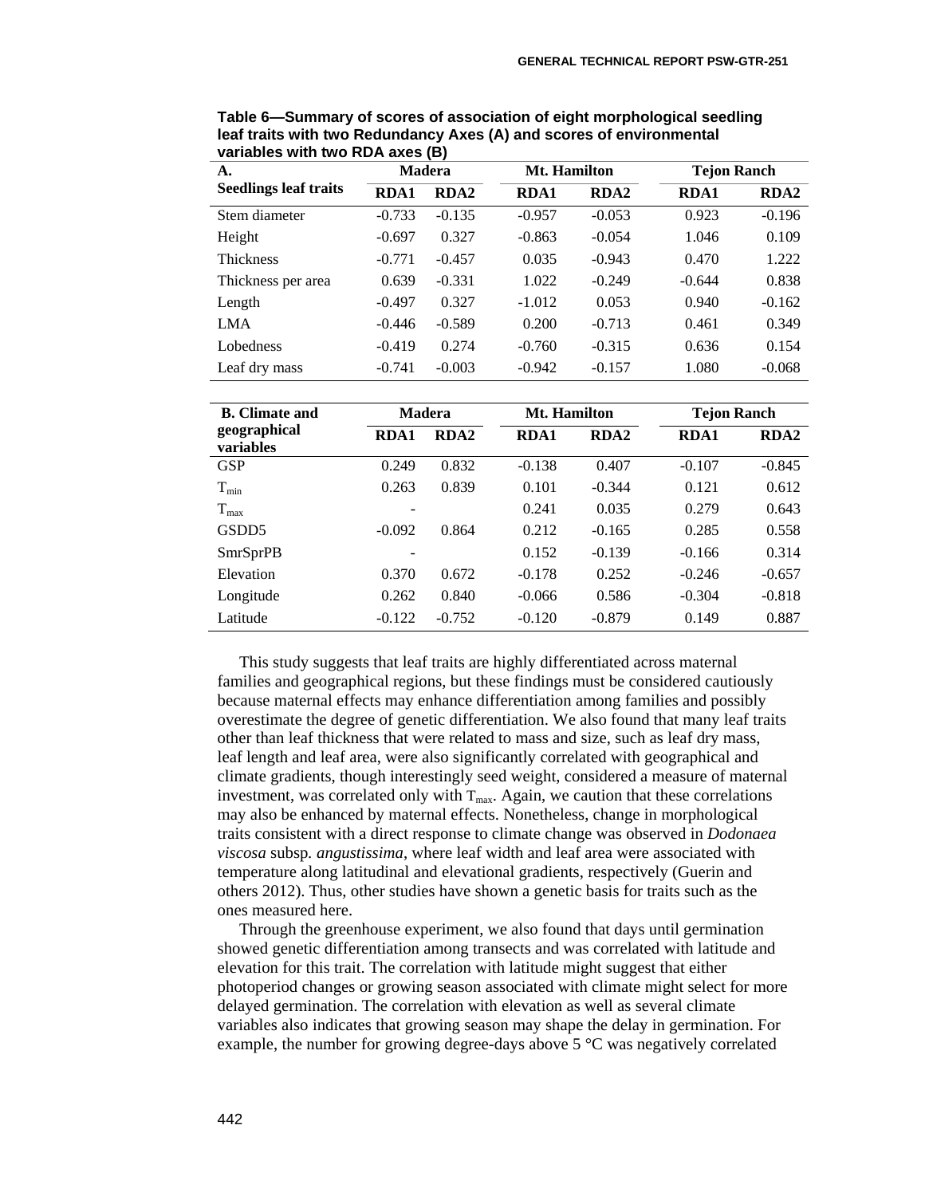**Table 6—Summary of scores of association of eight morphological seedling leaf traits with two Redundancy Axes (A) and scores of environmental variables with two RDA axes (B)**

| A. | Madera | | Mt. Hamilton | | Tejon Ranch | |
|---|---|---|---|---|---|---|
| **Seedlings leaf traits** | **RDA1** | **RDA2** | **RDA1** | **RDA2** | **RDA1** | **RDA2** |
| Stem diameter | -0.733 | -0.135 | -0.957 | -0.053 | 0.923 | -0.196 |
| Height | -0.697 | 0.327 | -0.863 | -0.054 | 1.046 | 0.109 |
| Thickness | -0.771 | -0.457 | 0.035 | -0.943 | 0.470 | 1.222 |
| Thickness per area | 0.639 | -0.331 | 1.022 | -0.249 | -0.644 | 0.838 |
| Length | -0.497 | 0.327 | -1.012 | 0.053 | 0.940 | -0.162 |
| LMA | -0.446 | -0.589 | 0.200 | -0.713 | 0.461 | 0.349 |
| Lobedness | -0.419 | 0.274 | -0.760 | -0.315 | 0.636 | 0.154 |
| Leaf dry mass | -0.741 | -0.003 | -0.942 | -0.157 | 1.080 | -0.068 |

| B. Climate and geographical variables | Madera | | Mt. Hamilton | | Tejon Ranch | |
|---|---|---|---|---|---|---|
| | **RDA1** | **RDA2** | **RDA1** | **RDA2** | **RDA1** | **RDA2** |
| GSP | 0.249 | 0.832 | -0.138 | 0.407 | -0.107 | -0.845 |
| $T_{min}$ | 0.263 | 0.839 | 0.101 | -0.344 | 0.121 | 0.612 |
| $T_{max}$ | - | | 0.241 | 0.035 | 0.279 | 0.643 |
| GSDD5 | -0.092 | 0.864 | 0.212 | -0.165 | 0.285 | 0.558 |
| SmrSprPB | - | | 0.152 | -0.139 | -0.166 | 0.314 |
| Elevation | 0.370 | 0.672 | -0.178 | 0.252 | -0.246 | -0.657 |
| Longitude | 0.262 | 0.840 | -0.066 | 0.586 | -0.304 | -0.818 |
| Latitude | -0.122 | -0.752 | -0.120 | -0.879 | 0.149 | 0.887 |

This study suggests that leaf traits are highly differentiated across maternal families and geographical regions, but these findings must be considered cautiously because maternal effects may enhance differentiation among families and possibly overestimate the degree of genetic differentiation. We also found that many leaf traits other than leaf thickness that were related to mass and size, such as leaf dry mass, leaf length and leaf area, were also significantly correlated with geographical and climate gradients, though interestingly seed weight, considered a measure of maternal investment, was correlated only with $T_{max}$. Again, we caution that these correlations may also be enhanced by maternal effects. Nonetheless, change in morphological traits consistent with a direct response to climate change was observed in *Dodonaea viscosa* subsp. *angustissima*, where leaf width and leaf area were associated with temperature along latitudinal and elevational gradients, respectively (Guerin and others 2012). Thus, other studies have shown a genetic basis for traits such as the ones measured here.

Through the greenhouse experiment, we also found that days until germination showed genetic differentiation among transects and was correlated with latitude and elevation for this trait. The correlation with latitude might suggest that either photoperiod changes or growing season associated with climate might select for more delayed germination. The correlation with elevation as well as several climate variables also indicates that growing season may shape the delay in germination. For example, the number for growing degree-days above 5 °C was negatively correlated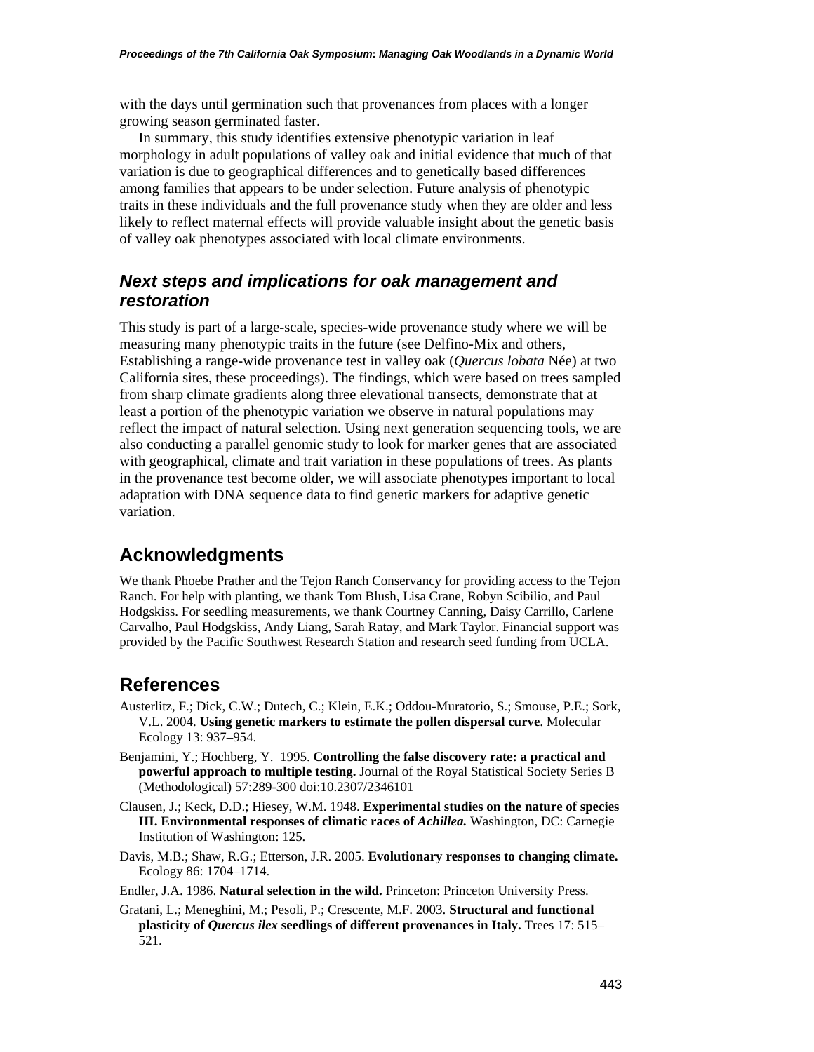with the days until germination such that provenances from places with a longer growing season germinated faster.

In summary, this study identifies extensive phenotypic variation in leaf morphology in adult populations of valley oak and initial evidence that much of that variation is due to geographical differences and to genetically based differences among families that appears to be under selection. Future analysis of phenotypic traits in these individuals and the full provenance study when they are older and less likely to reflect maternal effects will provide valuable insight about the genetic basis of valley oak phenotypes associated with local climate environments.

### *Next steps and implications for oak management and restoration*

This study is part of a large-scale, species-wide provenance study where we will be measuring many phenotypic traits in the future (see Delfino-Mix and others, Establishing a range-wide provenance test in valley oak (*Quercus lobata* Née) at two California sites, these proceedings). The findings, which were based on trees sampled from sharp climate gradients along three elevational transects, demonstrate that at least a portion of the phenotypic variation we observe in natural populations may reflect the impact of natural selection. Using next generation sequencing tools, we are also conducting a parallel genomic study to look for marker genes that are associated with geographical, climate and trait variation in these populations of trees. As plants in the provenance test become older, we will associate phenotypes important to local adaptation with DNA sequence data to find genetic markers for adaptive genetic variation.

## Acknowledgments

We thank Phoebe Prather and the Tejon Ranch Conservancy for providing access to the Tejon Ranch. For help with planting, we thank Tom Blush, Lisa Crane, Robyn Scibilio, and Paul Hodgskiss. For seedling measurements, we thank Courtney Canning, Daisy Carrillo, Carlene Carvalho, Paul Hodgskiss, Andy Liang, Sarah Ratay, and Mark Taylor. Financial support was provided by the Pacific Southwest Research Station and research seed funding from UCLA.

## References

Austerlitz, F.; Dick, C.W.; Dutech, C.; Klein, E.K.; Oddou-Muratorio, S.; Smouse, P.E.; Sork, V.L. 2004. **Using genetic markers to estimate the pollen dispersal curve**. Molecular Ecology 13: 937–954.

Benjamini, Y.; Hochberg, Y. 1995. **Controlling the false discovery rate: a practical and powerful approach to multiple testing.** Journal of the Royal Statistical Society Series B (Methodological) 57:289-300 doi:10.2307/2346101

Clausen, J.; Keck, D.D.; Hiesey, W.M. 1948. **Experimental studies on the nature of species III. Environmental responses of climatic races of *Achillea.*** Washington, DC: Carnegie Institution of Washington: 125.

Davis, M.B.; Shaw, R.G.; Etterson, J.R. 2005. **Evolutionary responses to changing climate.** Ecology 86: 1704–1714.

Endler, J.A. 1986. **Natural selection in the wild.** Princeton: Princeton University Press.

Gratani, L.; Meneghini, M.; Pesoli, P.; Crescente, M.F. 2003. **Structural and functional plasticity of *Quercus ilex* seedlings of different provenances in Italy.** Trees 17: 515–521.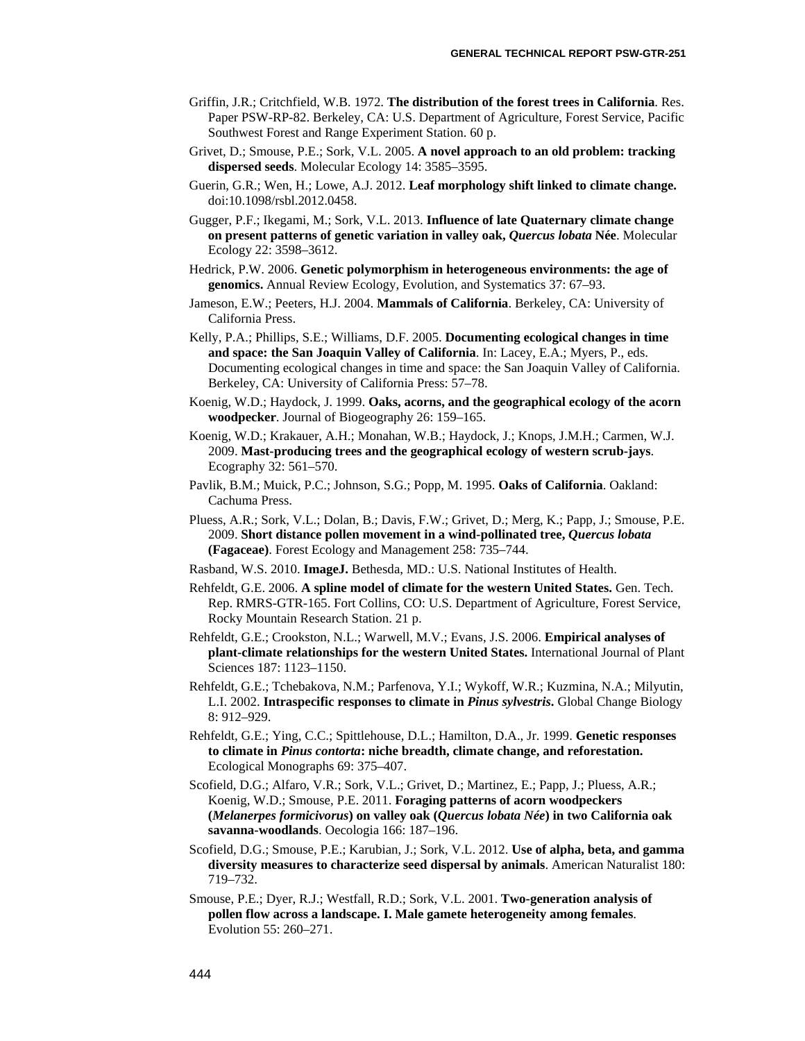Griffin, J.R.; Critchfield, W.B. 1972. **The distribution of the forest trees in California**. Res. Paper PSW-RP-82. Berkeley, CA: U.S. Department of Agriculture, Forest Service, Pacific Southwest Forest and Range Experiment Station. 60 p.

Grivet, D.; Smouse, P.E.; Sork, V.L. 2005. **A novel approach to an old problem: tracking dispersed seeds**. Molecular Ecology 14: 3585–3595.

Guerin, G.R.; Wen, H.; Lowe, A.J. 2012. **Leaf morphology shift linked to climate change.** doi:10.1098/rsbl.2012.0458.

Gugger, P.F.; Ikegami, M.; Sork, V.L. 2013. **Influence of late Quaternary climate change on present patterns of genetic variation in valley oak, *Quercus lobata* Née**. Molecular Ecology 22: 3598–3612.

Hedrick, P.W. 2006. **Genetic polymorphism in heterogeneous environments: the age of genomics.** Annual Review Ecology, Evolution, and Systematics 37: 67–93.

Jameson, E.W.; Peeters, H.J. 2004. **Mammals of California**. Berkeley, CA: University of California Press.

Kelly, P.A.; Phillips, S.E.; Williams, D.F. 2005. **Documenting ecological changes in time and space: the San Joaquin Valley of California**. In: Lacey, E.A.; Myers, P., eds. Documenting ecological changes in time and space: the San Joaquin Valley of California. Berkeley, CA: University of California Press: 57–78.

Koenig, W.D.; Haydock, J. 1999. **Oaks, acorns, and the geographical ecology of the acorn woodpecker**. Journal of Biogeography 26: 159–165.

Koenig, W.D.; Krakauer, A.H.; Monahan, W.B.; Haydock, J.; Knops, J.M.H.; Carmen, W.J. 2009. **Mast-producing trees and the geographical ecology of western scrub-jays**. Ecography 32: 561–570.

Pavlik, B.M.; Muick, P.C.; Johnson, S.G.; Popp, M. 1995. **Oaks of California**. Oakland: Cachuma Press.

Pluess, A.R.; Sork, V.L.; Dolan, B.; Davis, F.W.; Grivet, D.; Merg, K.; Papp, J.; Smouse, P.E. 2009. **Short distance pollen movement in a wind-pollinated tree, *Quercus lobata* (Fagaceae)**. Forest Ecology and Management 258: 735–744.

Rasband, W.S. 2010. **ImageJ.** Bethesda, MD.: U.S. National Institutes of Health.

Rehfeldt, G.E. 2006. **A spline model of climate for the western United States.** Gen. Tech. Rep. RMRS-GTR-165. Fort Collins, CO: U.S. Department of Agriculture, Forest Service, Rocky Mountain Research Station. 21 p.

Rehfeldt, G.E.; Crookston, N.L.; Warwell, M.V.; Evans, J.S. 2006. **Empirical analyses of plant-climate relationships for the western United States.** International Journal of Plant Sciences 187: 1123–1150.

Rehfeldt, G.E.; Tchebakova, N.M.; Parfenova, Y.I.; Wykoff, W.R.; Kuzmina, N.A.; Milyutin, L.I. 2002. **Intraspecific responses to climate in *Pinus sylvestris*.** Global Change Biology 8: 912–929.

Rehfeldt, G.E.; Ying, C.C.; Spittlehouse, D.L.; Hamilton, D.A., Jr. 1999. **Genetic responses to climate in *Pinus contorta*: niche breadth, climate change, and reforestation.** Ecological Monographs 69: 375–407.

Scofield, D.G.; Alfaro, V.R.; Sork, V.L.; Grivet, D.; Martinez, E.; Papp, J.; Pluess, A.R.; Koenig, W.D.; Smouse, P.E. 2011. **Foraging patterns of acorn woodpeckers (*Melanerpes formicivorus*) on valley oak (*Quercus lobata Née*) in two California oak savanna-woodlands**. Oecologia 166: 187–196.

Scofield, D.G.; Smouse, P.E.; Karubian, J.; Sork, V.L. 2012. **Use of alpha, beta, and gamma diversity measures to characterize seed dispersal by animals**. American Naturalist 180: 719–732.

Smouse, P.E.; Dyer, R.J.; Westfall, R.D.; Sork, V.L. 2001. **Two-generation analysis of pollen flow across a landscape. I. Male gamete heterogeneity among females**. Evolution 55: 260–271.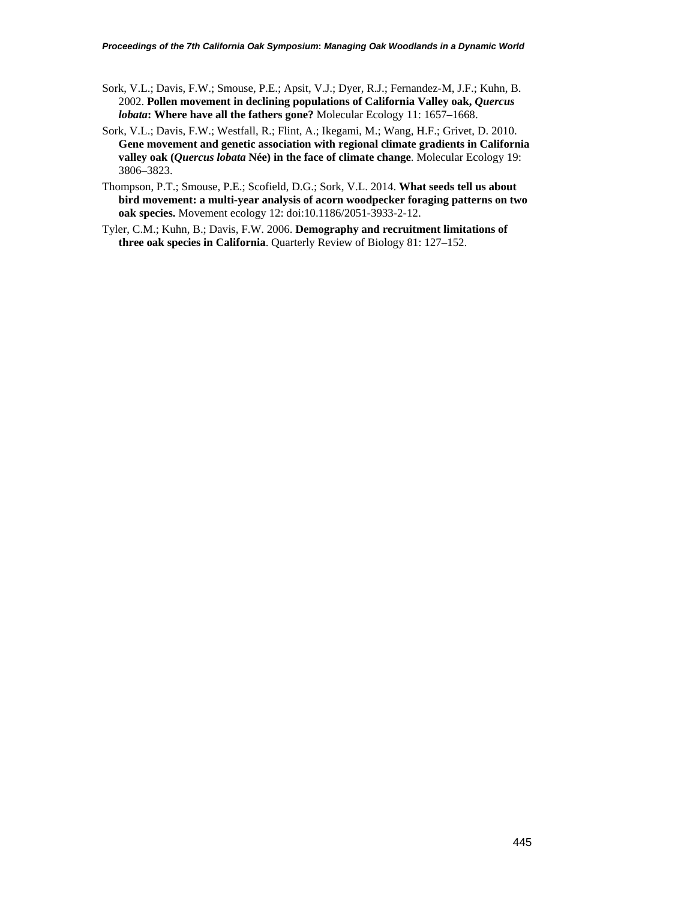Sork, V.L.; Davis, F.W.; Smouse, P.E.; Apsit, V.J.; Dyer, R.J.; Fernandez-M, J.F.; Kuhn, B. 2002. **Pollen movement in declining populations of California Valley oak, *Quercus lobata*: Where have all the fathers gone?** Molecular Ecology 11: 1657–1668.

Sork, V.L.; Davis, F.W.; Westfall, R.; Flint, A.; Ikegami, M.; Wang, H.F.; Grivet, D. 2010. **Gene movement and genetic association with regional climate gradients in California valley oak (*Quercus lobata* Née) in the face of climate change**. Molecular Ecology 19: 3806–3823.

Thompson, P.T.; Smouse, P.E.; Scofield, D.G.; Sork, V.L. 2014. **What seeds tell us about bird movement: a multi-year analysis of acorn woodpecker foraging patterns on two oak species.** Movement ecology 12: doi:10.1186/2051-3933-2-12.

Tyler, C.M.; Kuhn, B.; Davis, F.W. 2006. **Demography and recruitment limitations of three oak species in California**. Quarterly Review of Biology 81: 127–152.